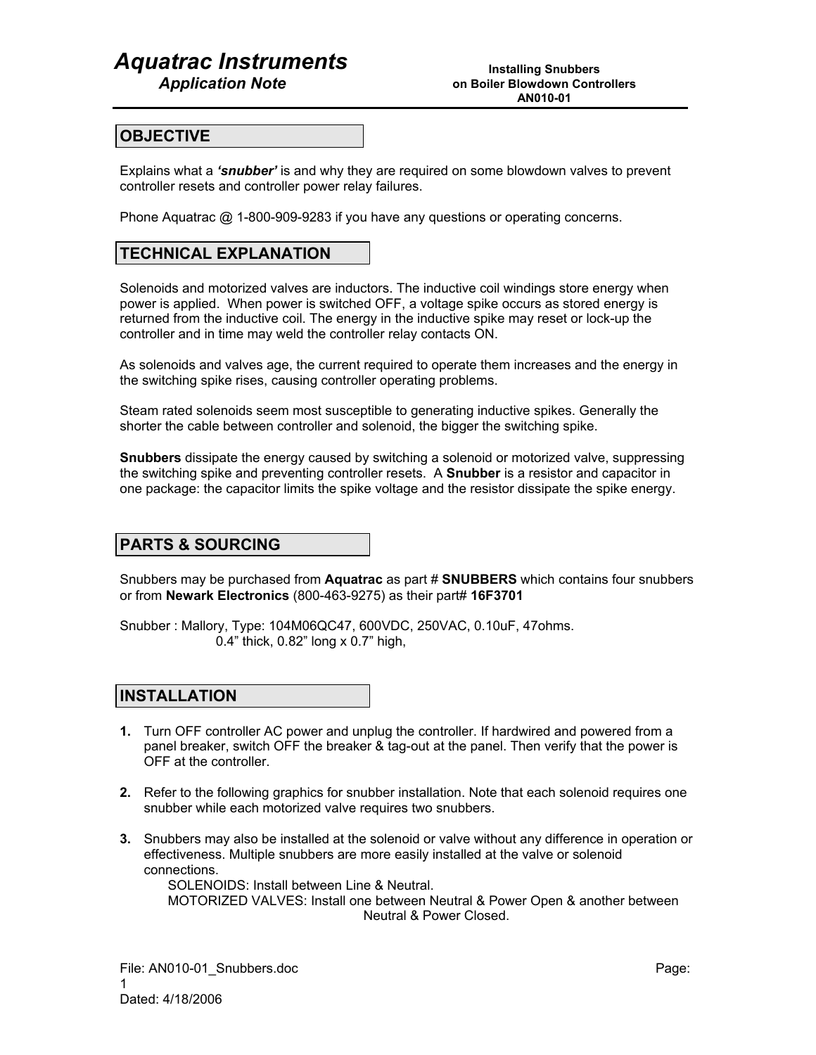# Aquatrac Instruments

*Application Note*

**Installing Snubbers on Boiler Blowdown Controllers AN010-01**

## OBJECTIVE

Explains what a ***'snubber'*** is and why they are required on some blowdown valves to prevent controller resets and controller power relay failures.

Phone Aquatrac @ 1-800-909-9283 if you have any questions or operating concerns.

## TECHNICAL EXPLANATION

Solenoids and motorized valves are inductors. The inductive coil windings store energy when power is applied. When power is switched OFF, a voltage spike occurs as stored energy is returned from the inductive coil. The energy in the inductive spike may reset or lock-up the controller and in time may weld the controller relay contacts ON.

As solenoids and valves age, the current required to operate them increases and the energy in the switching spike rises, causing controller operating problems.

Steam rated solenoids seem most susceptible to generating inductive spikes. Generally the shorter the cable between controller and solenoid, the bigger the switching spike.

**Snubbers** dissipate the energy caused by switching a solenoid or motorized valve, suppressing the switching spike and preventing controller resets. A **Snubber** is a resistor and capacitor in one package: the capacitor limits the spike voltage and the resistor dissipate the spike energy.

## PARTS & SOURCING

Snubbers may be purchased from **Aquatrac** as part # **SNUBBERS** which contains four snubbers or from **Newark Electronics** (800-463-9275) as their part# **16F3701**

Snubber : Mallory, Type: 104M06QC47, 600VDC, 250VAC, 0.10uF, 47ohms.
0.4" thick, 0.82" long x 0.7" high,

## INSTALLATION

1. Turn OFF controller AC power and unplug the controller. If hardwired and powered from a panel breaker, switch OFF the breaker & tag-out at the panel. Then verify that the power is OFF at the controller.

2. Refer to the following graphics for snubber installation. Note that each solenoid requires one snubber while each motorized valve requires two snubbers.

3. Snubbers may also be installed at the solenoid or valve without any difference in operation or effectiveness. Multiple snubbers are more easily installed at the valve or solenoid connections.
   SOLENOIDS: Install between Line & Neutral.
   MOTORIZED VALVES: Install one between Neutral & Power Open & another between Neutral & Power Closed.

File: AN010-01_Snubbers.doc
Dated: 4/18/2006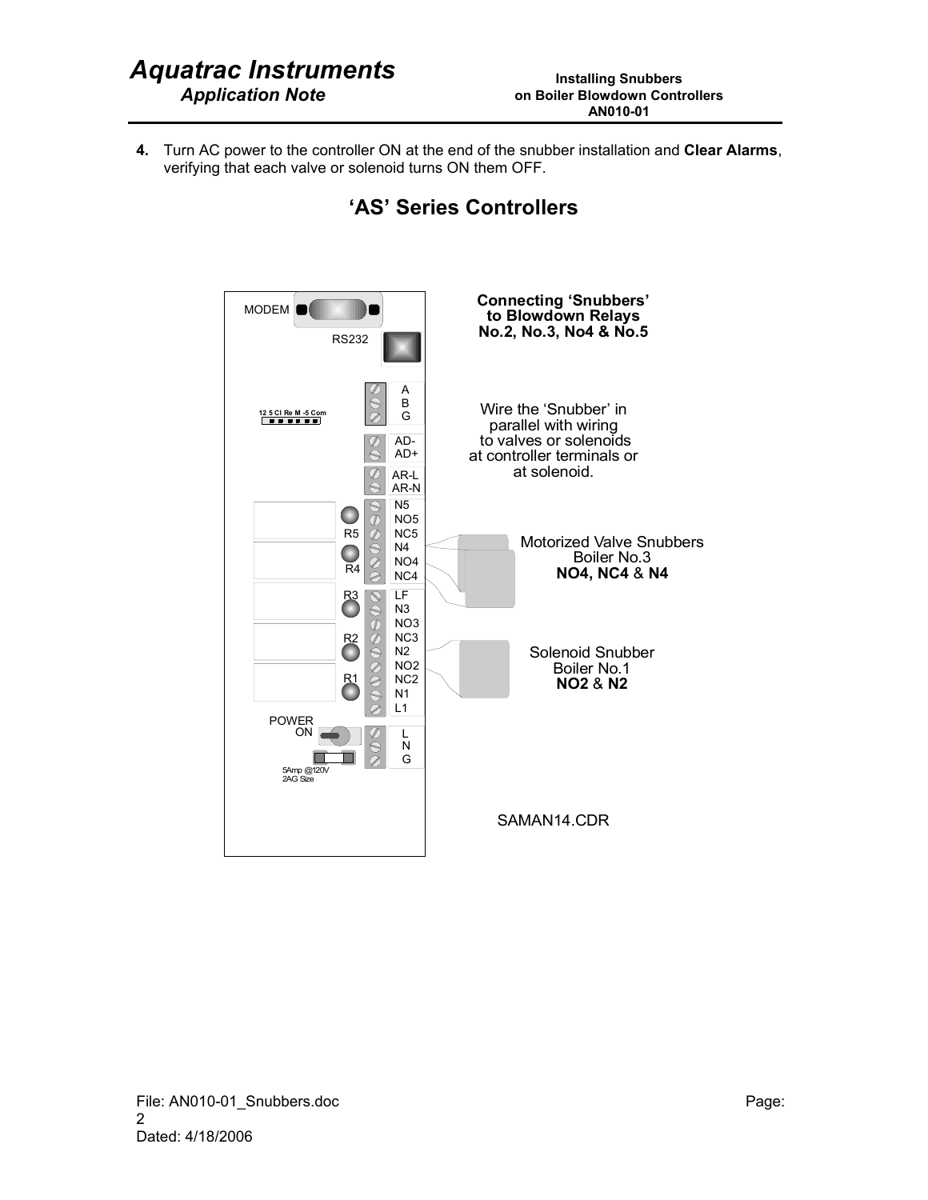4. Turn AC power to the controller ON at the end of the snubber installation and **Clear Alarms**, verifying that each valve or solenoid turns ON them OFF.

## 'AS' Series Controllers

MODEM

RS232

A
B
G

12 5 Cl Re M -5 Com

AD-
AD+

AR-L
AR-N

N5
NO5
NC5
N4
NO4
NC4

R5

R4

R3

LF
N3
NO3
NC3
N2
NO2
NC2
N1
L1

R2

R1

POWER
ON

L
N
G

5Amp @120V
2AG Size

**Connecting 'Snubbers' to Blowdown Relays No.2, No.3, No4 & No.5**

Wire the 'Snubber' in parallel with wiring to valves or solenoids at controller terminals or at solenoid.

Motorized Valve Snubbers
Boiler No.3
**NO4, NC4** & **N4**

Solenoid Snubber
Boiler No.1
**NO2** & **N2**

SAMAN14.CDR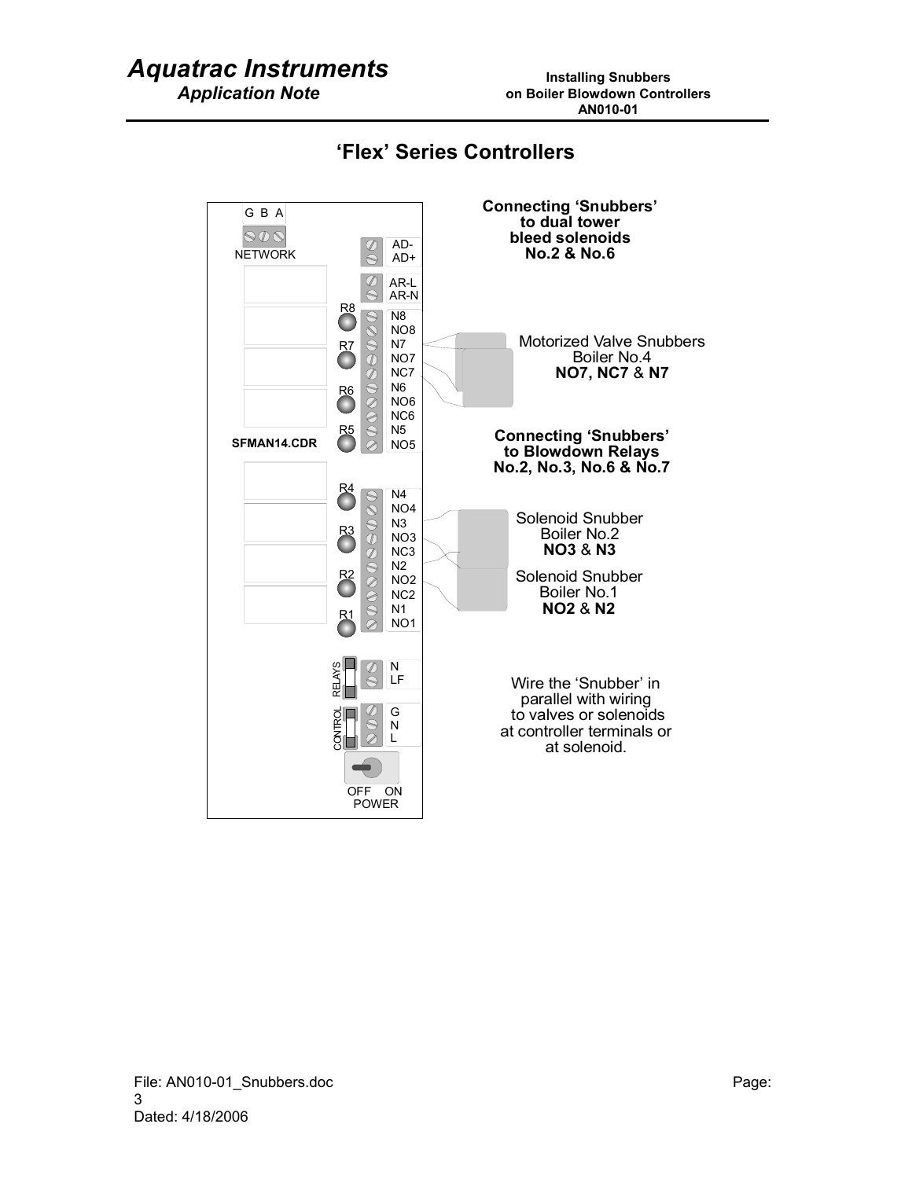## 'Flex' Series Controllers

G B A

NETWORK

AD-
AD+

AR-L
AR-N

R8
N8
NO8
R7
N7
NO7
NC7
R6
N6
NO6
NC6
R5
N5
NO5

SFMAN14.CDR

R4
N4
NO4
R3
N3
NO3
NC3
R2
N2
NO2
NC2
R1
N1
NO1

RELAYS
N
LF

CONTROL
G
N
L

OFF ON
POWER

**Connecting 'Snubbers' to dual tower bleed solenoids No.2 & No.6**

Motorized Valve Snubbers
Boiler No.4
**NO7, NC7** & **N7**

**Connecting 'Snubbers' to Blowdown Relays No.2, No.3, No.6 & No.7**

Solenoid Snubber
Boiler No.2
**NO3** & **N3**

Solenoid Snubber
Boiler No.1
**NO2** & **N2**

Wire the 'Snubber' in parallel with wiring to valves or solenoids at controller terminals or at solenoid.

File: AN010-01_Snubbers.doc

Dated: 4/18/2006